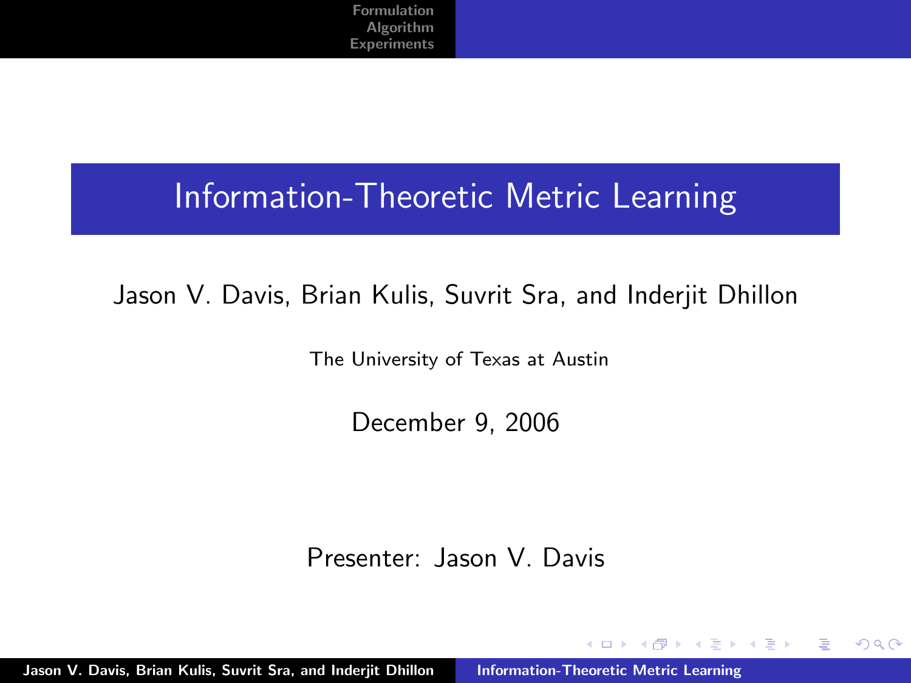# Information-Theoretic Metric Learning

Jason V. Davis, Brian Kulis, Suvrit Sra, and Inderjit Dhillon

The University of Texas at Austin

December 9, 2006

Presenter: Jason V. Davis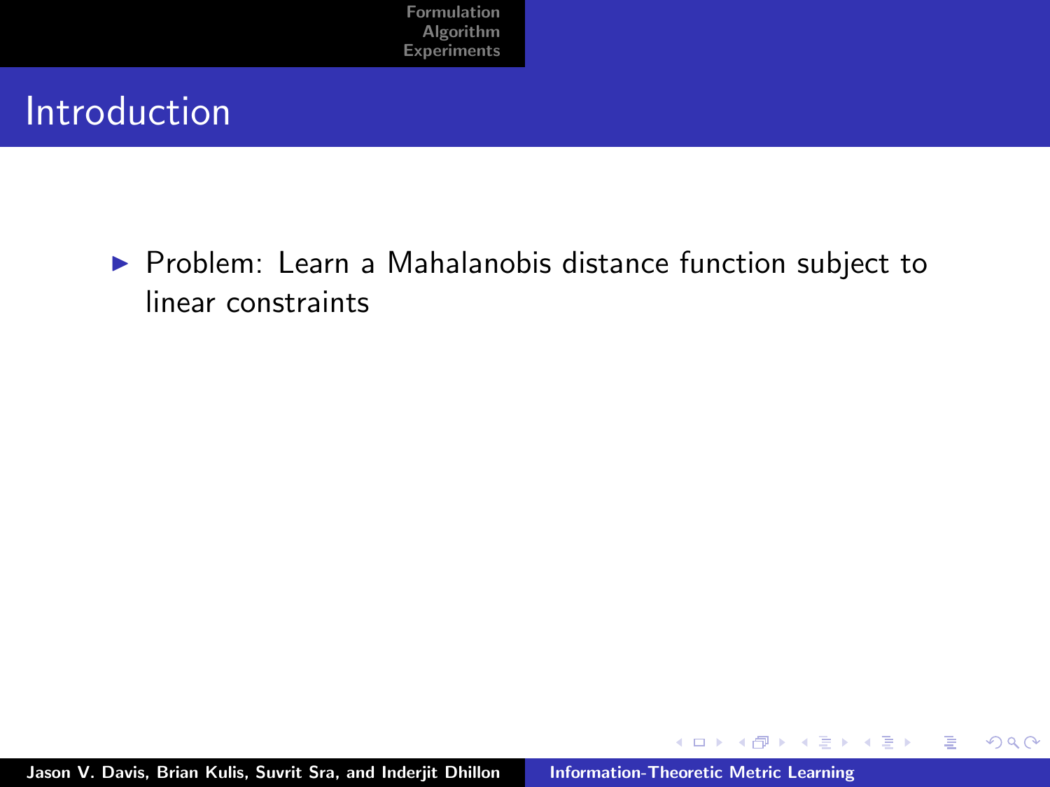# Introduction

- Problem: Learn a Mahalanobis distance function subject to linear constraints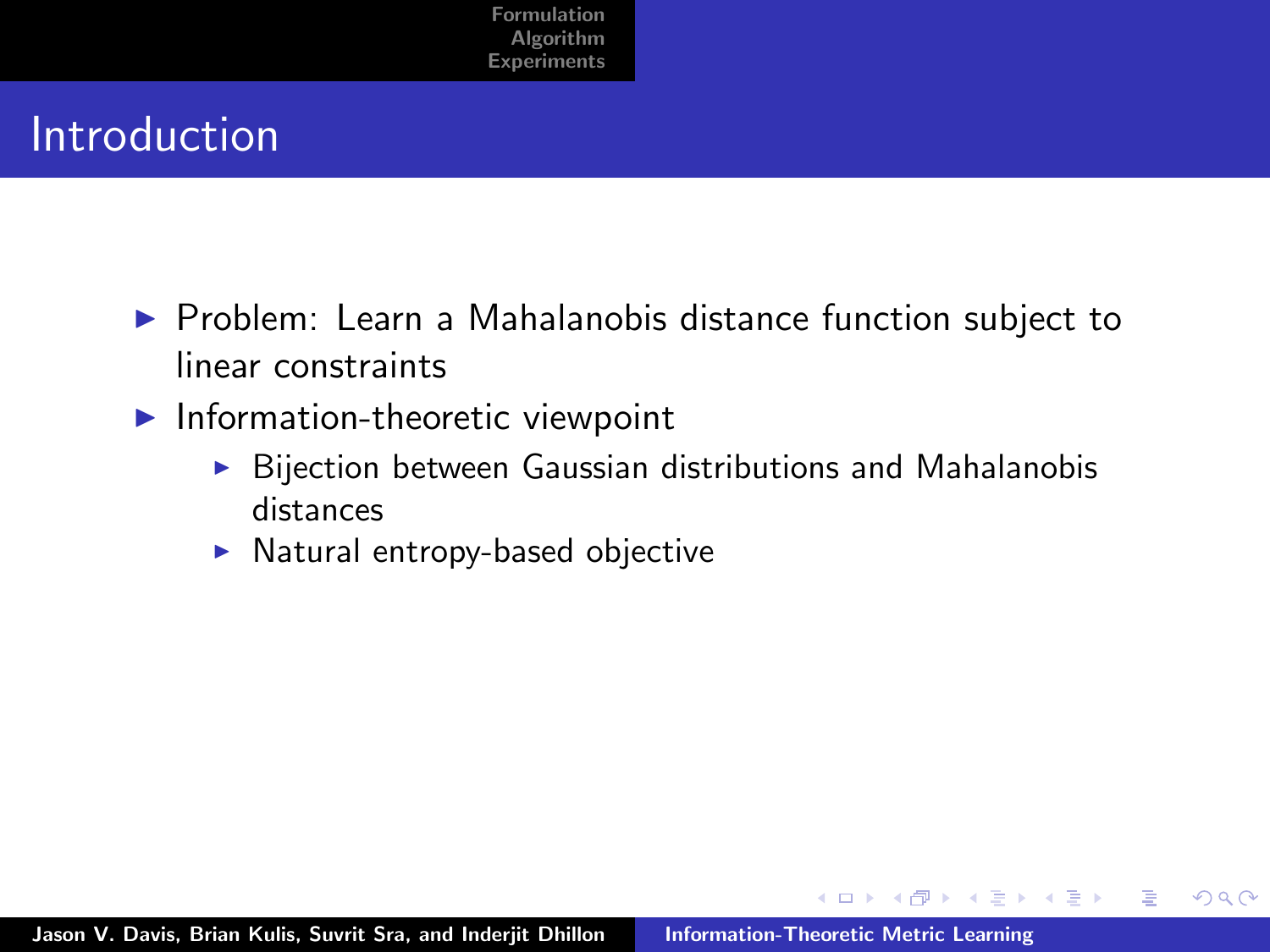# Introduction

- Problem: Learn a Mahalanobis distance function subject to linear constraints
- Information-theoretic viewpoint
  - Bijection between Gaussian distributions and Mahalanobis distances
  - Natural entropy-based objective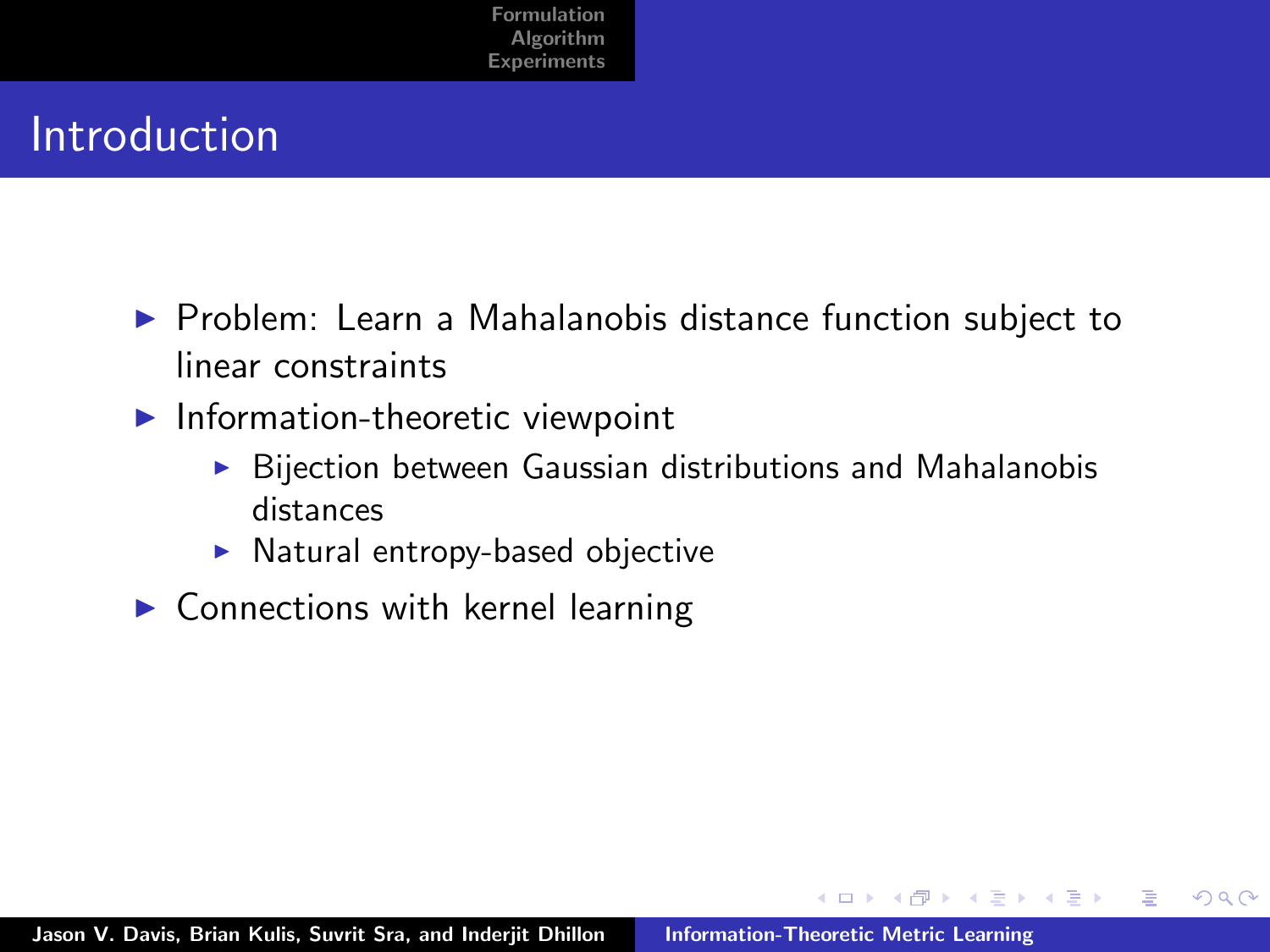# Introduction

- Problem: Learn a Mahalanobis distance function subject to linear constraints
- Information-theoretic viewpoint
  - Bijection between Gaussian distributions and Mahalanobis distances
  - Natural entropy-based objective
- Connections with kernel learning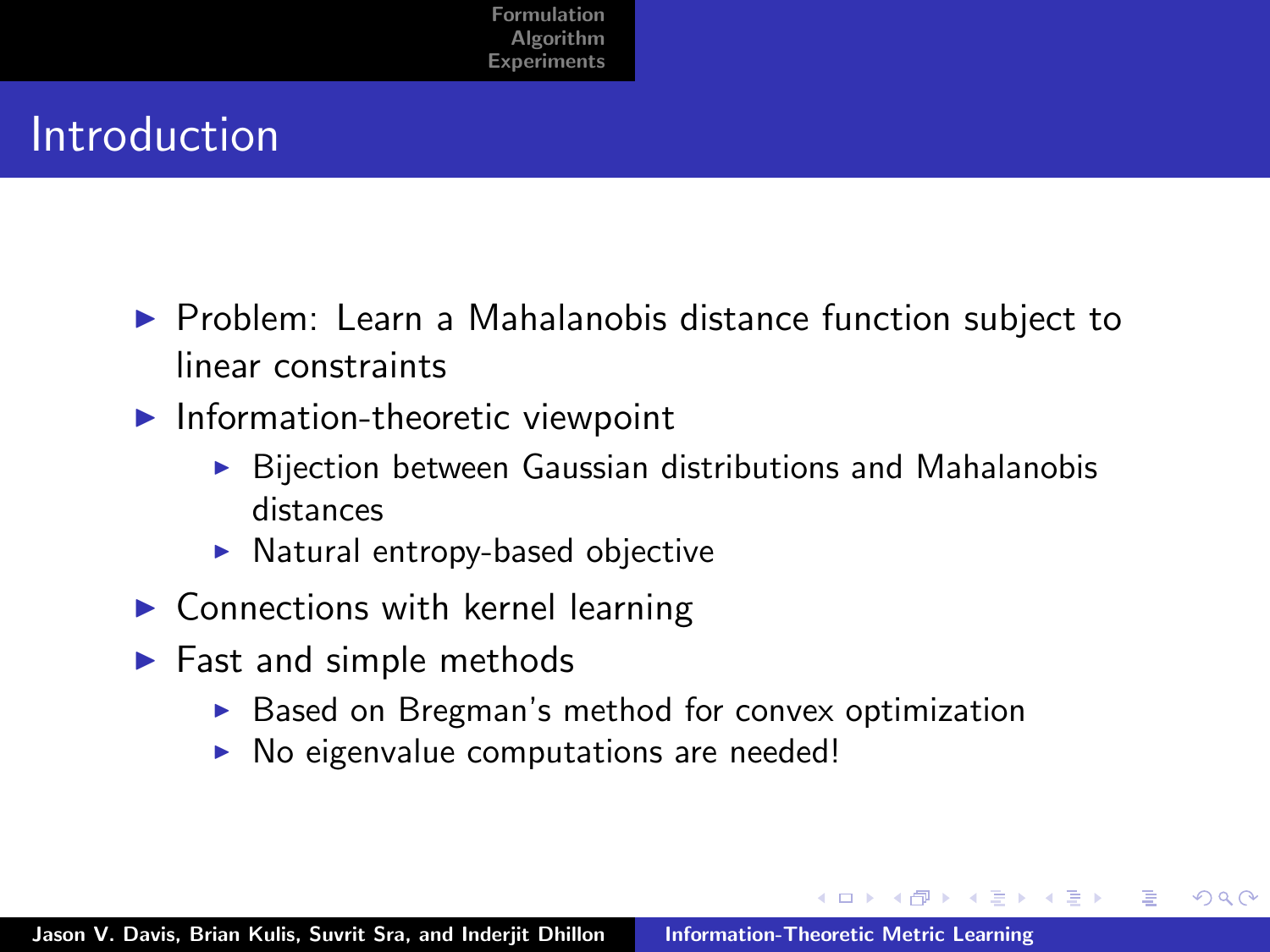## Introduction

- Problem: Learn a Mahalanobis distance function subject to linear constraints
- Information-theoretic viewpoint
  - Bijection between Gaussian distributions and Mahalanobis distances
  - Natural entropy-based objective
- Connections with kernel learning
- Fast and simple methods
  - Based on Bregman's method for convex optimization
  - No eigenvalue computations are needed!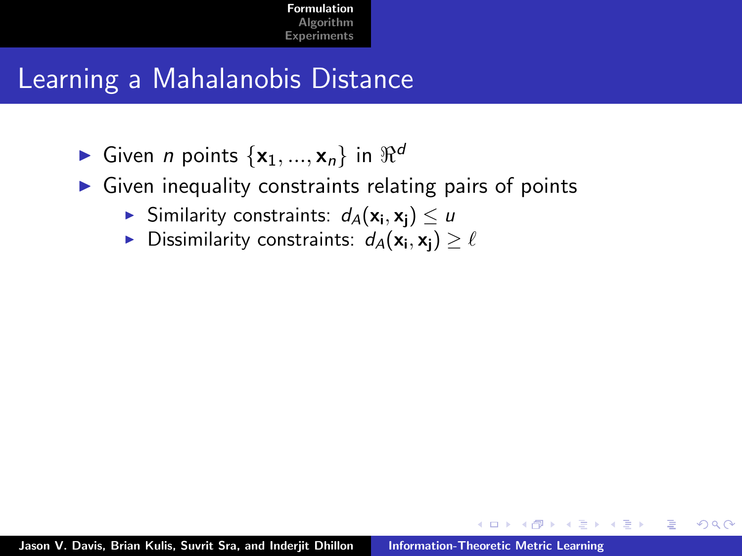# Learning a Mahalanobis Distance

- Given $n$ points $\{\mathbf{x}_1, ..., \mathbf{x}_n\}$ in $\Re^d$
- Given inequality constraints relating pairs of points
  - Similarity constraints: $d_A(\mathbf{x_i}, \mathbf{x_j}) \leq u$
  - Dissimilarity constraints: $d_A(\mathbf{x_i}, \mathbf{x_j}) \geq \ell$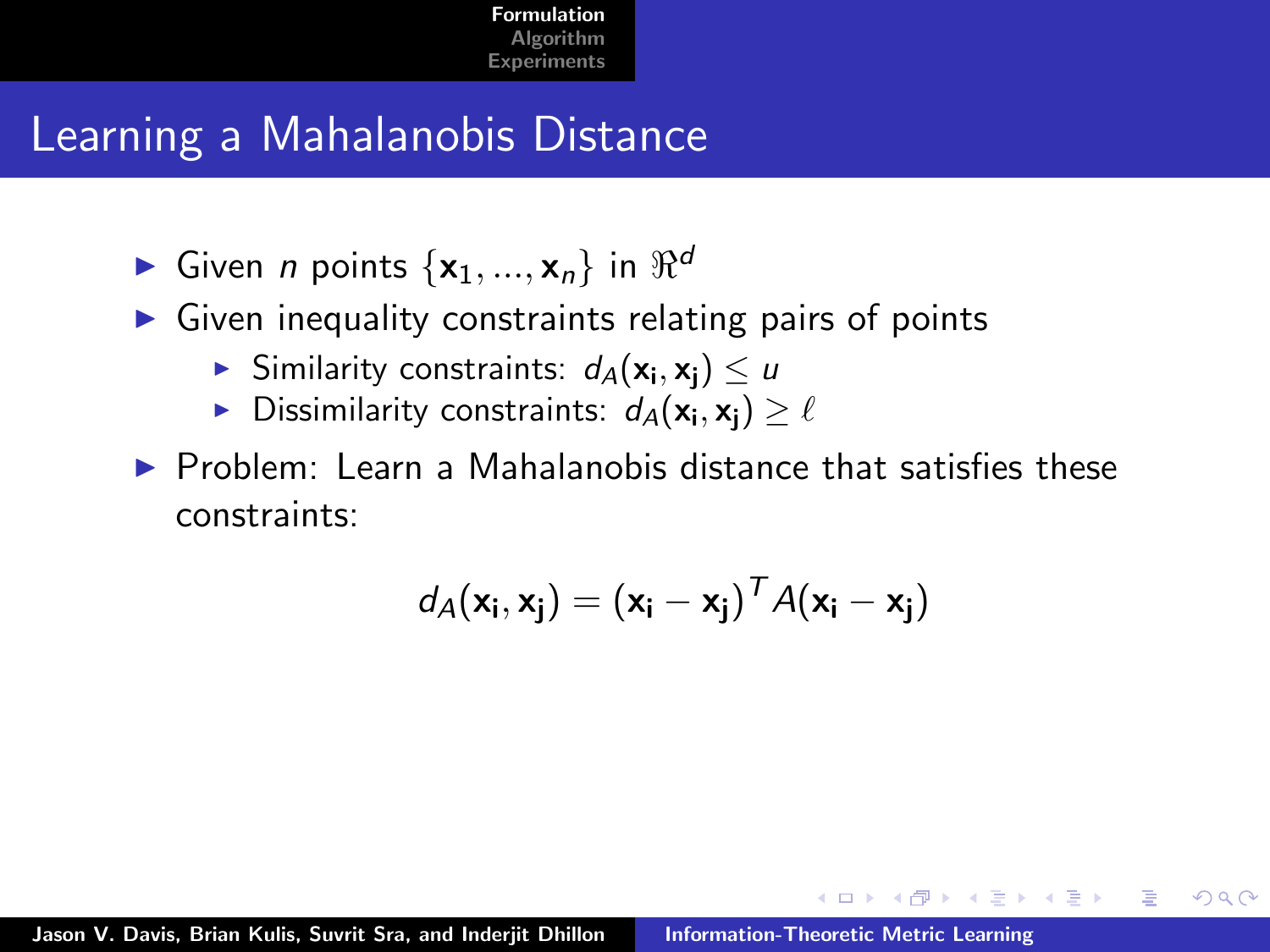# Learning a Mahalanobis Distance

- Given $n$ points $\{\mathbf{x}_1, ..., \mathbf{x}_n\}$ in $\Re^d$
- Given inequality constraints relating pairs of points
  - Similarity constraints: $d_A(\mathbf{x_i}, \mathbf{x_j}) \leq u$
  - Dissimilarity constraints: $d_A(\mathbf{x_i}, \mathbf{x_j}) \geq \ell$
- Problem: Learn a Mahalanobis distance that satisfies these constraints:

$$d_A(\mathbf{x_i}, \mathbf{x_j}) = (\mathbf{x_i} - \mathbf{x_j})^T A (\mathbf{x_i} - \mathbf{x_j})$$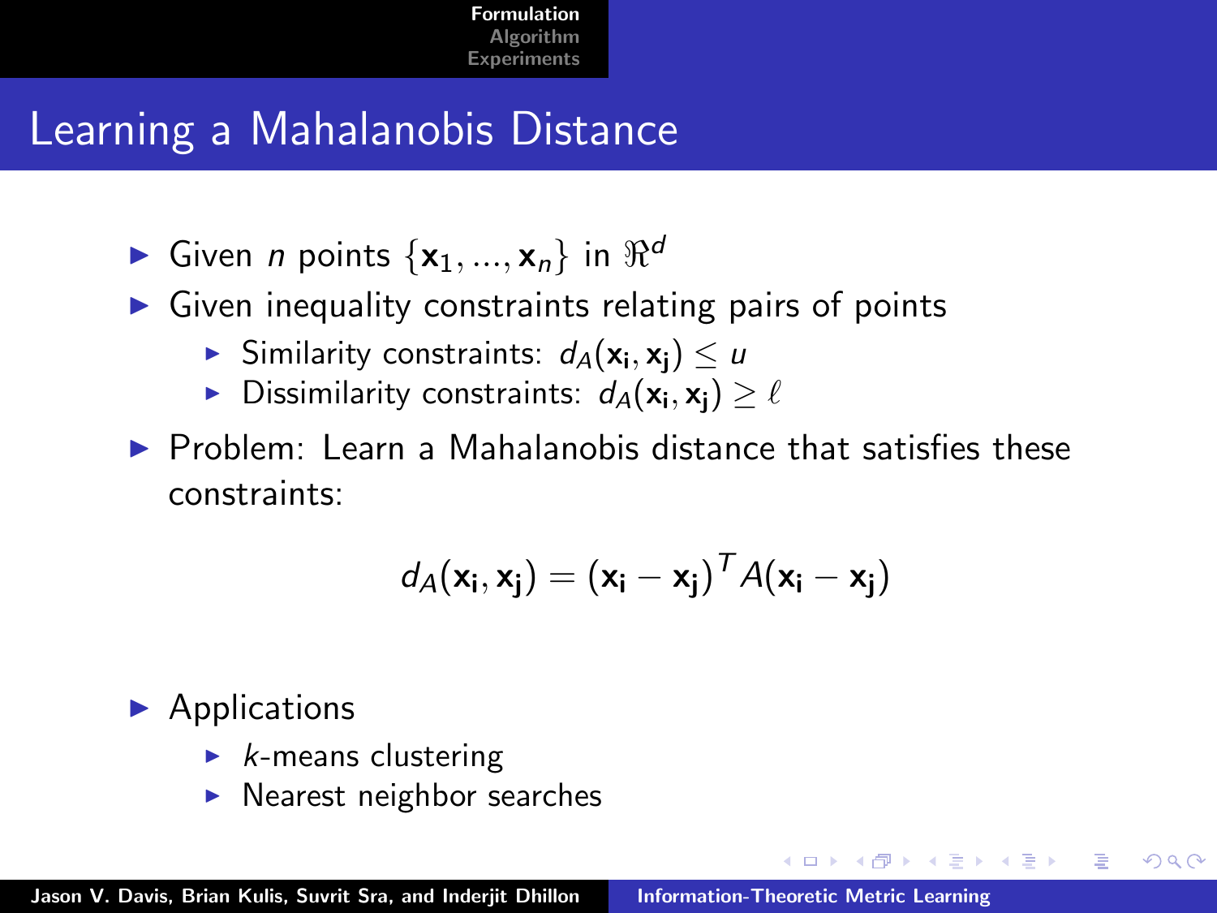# Learning a Mahalanobis Distance

- Given $n$ points $\{\mathbf{x}_1, ..., \mathbf{x}_n\}$ in $\Re^d$
- Given inequality constraints relating pairs of points
  - Similarity constraints: $d_A(\mathbf{x_i}, \mathbf{x_j}) \leq u$
  - Dissimilarity constraints: $d_A(\mathbf{x_i}, \mathbf{x_j}) \geq \ell$
- Problem: Learn a Mahalanobis distance that satisfies these constraints:

$$d_A(\mathbf{x_i}, \mathbf{x_j}) = (\mathbf{x_i} - \mathbf{x_j})^T A(\mathbf{x_i} - \mathbf{x_j})$$

- Applications
  - $k$-means clustering
  - Nearest neighbor searches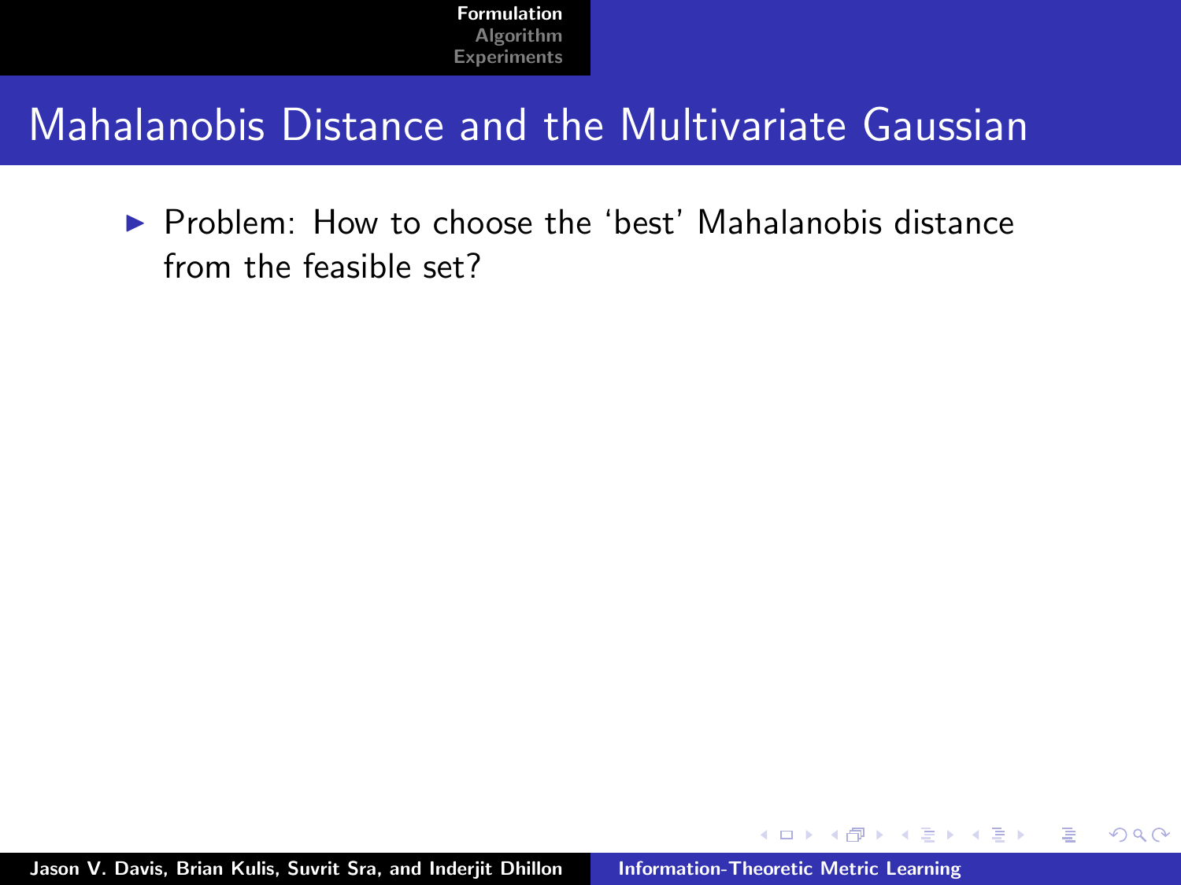## Mahalanobis Distance and the Multivariate Gaussian

- Problem: How to choose the ‘best’ Mahalanobis distance from the feasible set?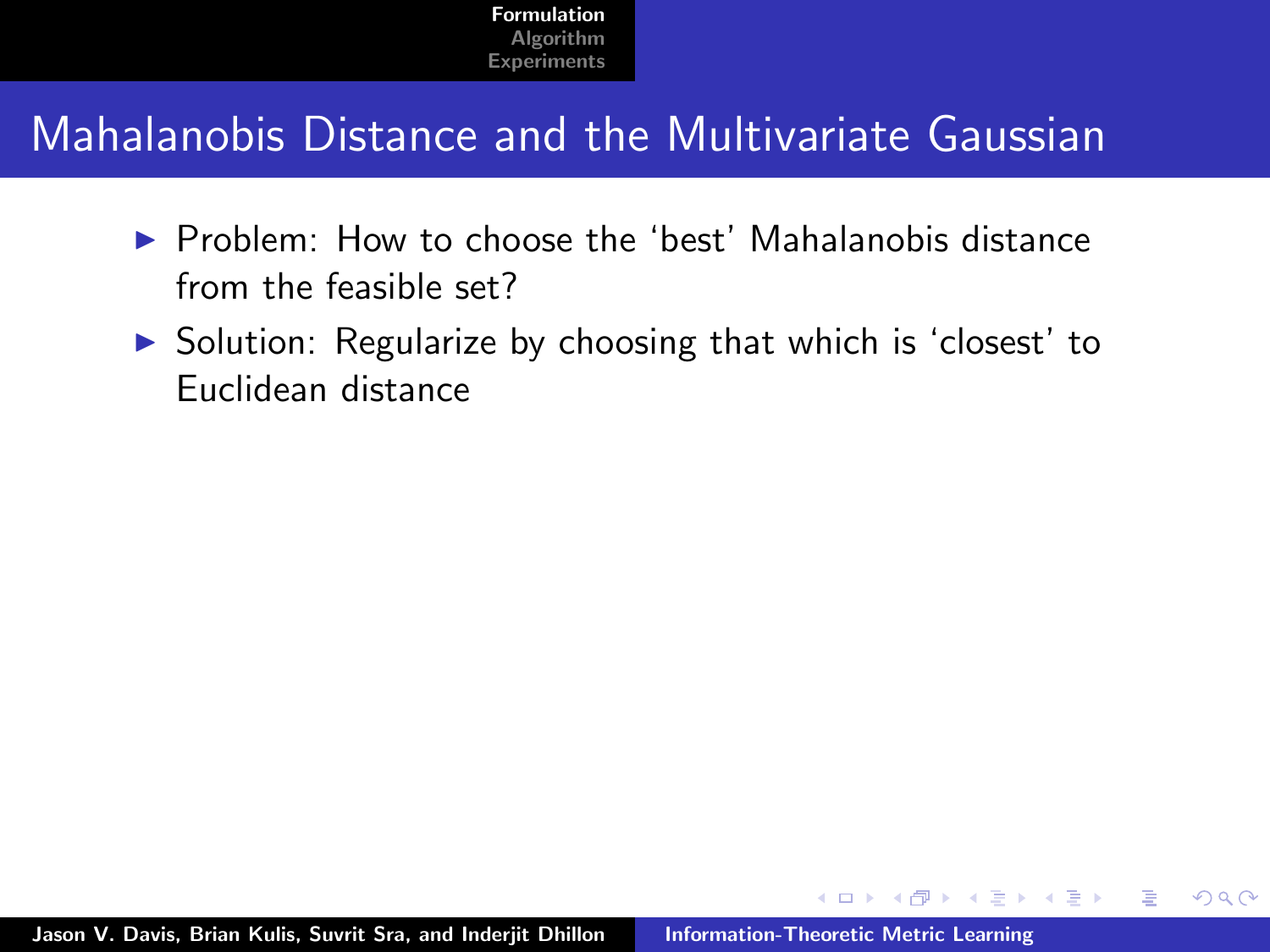## Mahalanobis Distance and the Multivariate Gaussian

- Problem: How to choose the ‘best’ Mahalanobis distance from the feasible set?
- Solution: Regularize by choosing that which is ‘closest’ to Euclidean distance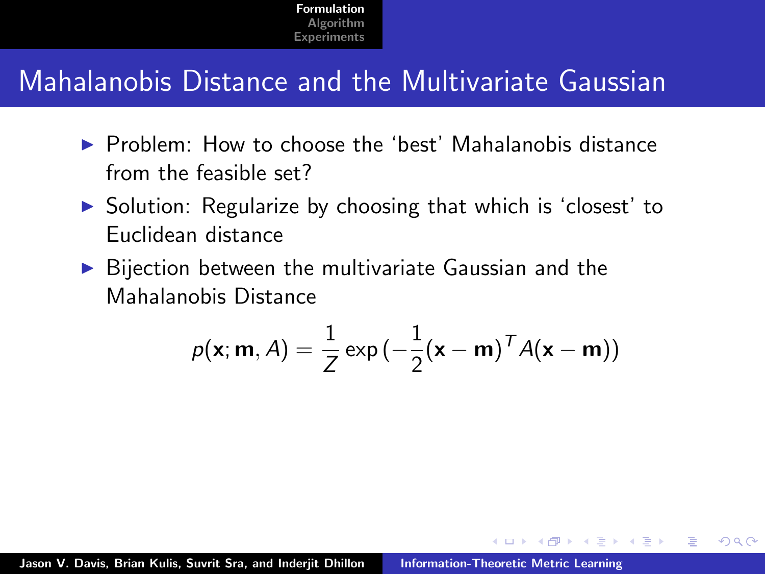# Mahalanobis Distance and the Multivariate Gaussian

- Problem: How to choose the 'best' Mahalanobis distance from the feasible set?
- Solution: Regularize by choosing that which is 'closest' to Euclidean distance
- Bijection between the multivariate Gaussian and the Mahalanobis Distance

$$p(\mathbf{x}; \mathbf{m}, A) = \frac{1}{Z} \exp\left(-\frac{1}{2}(\mathbf{x} - \mathbf{m})^T A(\mathbf{x} - \mathbf{m})\right)$$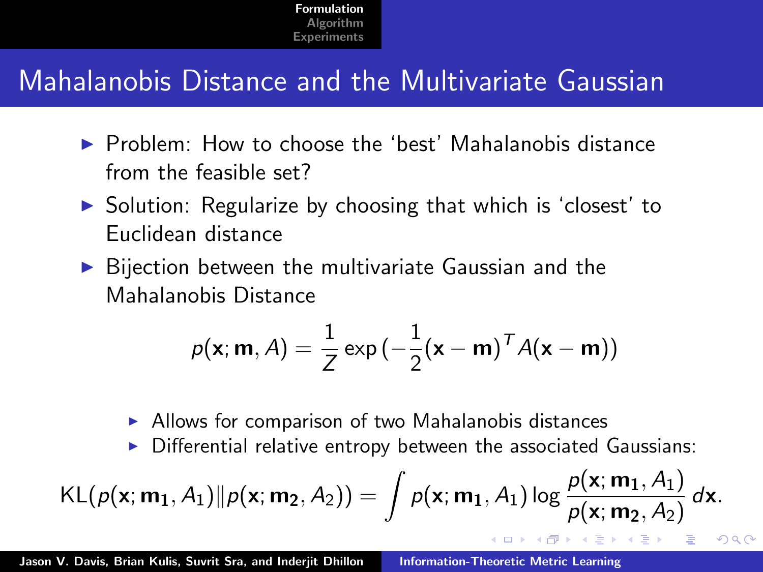# Mahalanobis Distance and the Multivariate Gaussian

- Problem: How to choose the 'best' Mahalanobis distance from the feasible set?
- Solution: Regularize by choosing that which is 'closest' to Euclidean distance
- Bijection between the multivariate Gaussian and the Mahalanobis Distance

$$p(\mathbf{x}; \mathbf{m}, A) = \frac{1}{Z} \exp\left(-\frac{1}{2}(\mathbf{x} - \mathbf{m})^T A (\mathbf{x} - \mathbf{m})\right)$$

  - Allows for comparison of two Mahalanobis distances
  - Differential relative entropy between the associated Gaussians:

$$\mathrm{KL}(p(\mathbf{x}; \mathbf{m_1}, A_1) \| p(\mathbf{x}; \mathbf{m_2}, A_2)) = \int p(\mathbf{x}; \mathbf{m_1}, A_1) \log \frac{p(\mathbf{x}; \mathbf{m_1}, A_1)}{p(\mathbf{x}; \mathbf{m_2}, A_2)} \, d\mathbf{x}.$$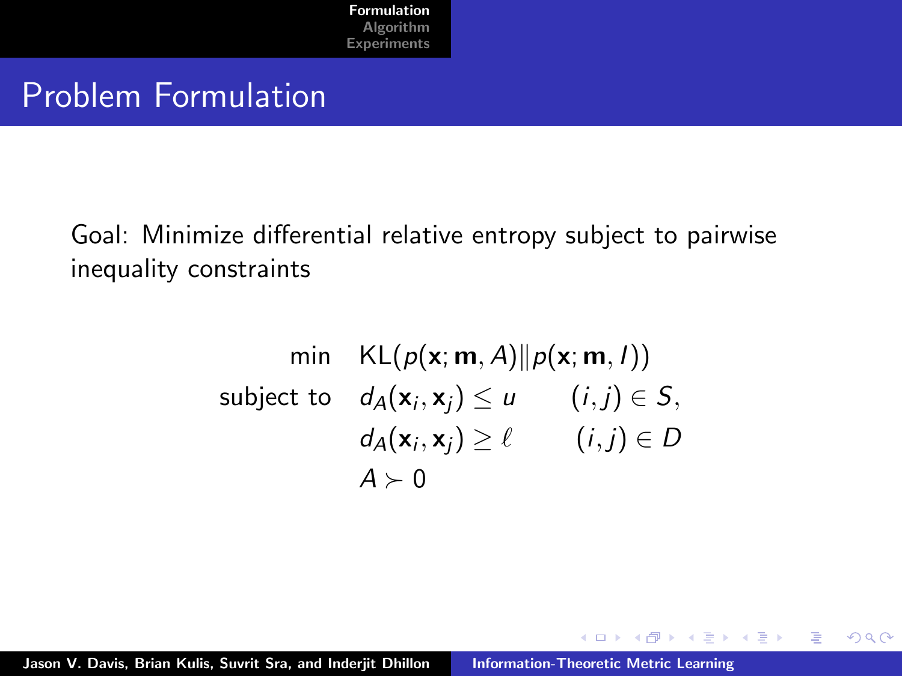# Problem Formulation

Goal: Minimize differential relative entropy subject to pairwise inequality constraints

$$
\begin{aligned}
\min \quad & \mathrm{KL}(p(\mathbf{x}; \mathbf{m}, A) \| p(\mathbf{x}; \mathbf{m}, I)) \\
\text{subject to} \quad & d_A(\mathbf{x}_i, \mathbf{x}_j) \leq u \qquad (i, j) \in S, \\
& d_A(\mathbf{x}_i, \mathbf{x}_j) \geq \ell \qquad (i, j) \in D \\
& A \succ 0
\end{aligned}
$$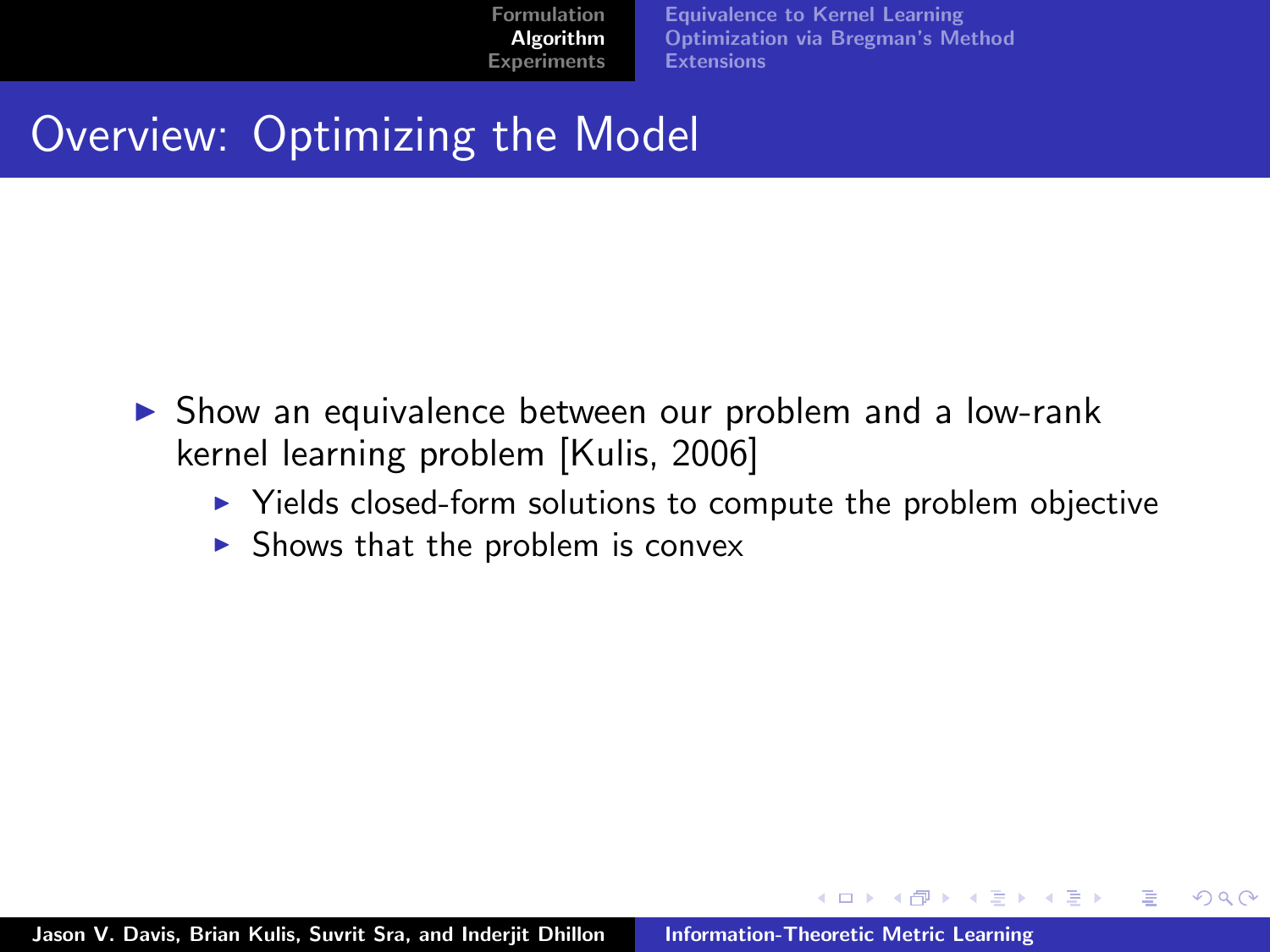# Overview: Optimizing the Model

- Show an equivalence between our problem and a low-rank kernel learning problem [Kulis, 2006]
  - Yields closed-form solutions to compute the problem objective
  - Shows that the problem is convex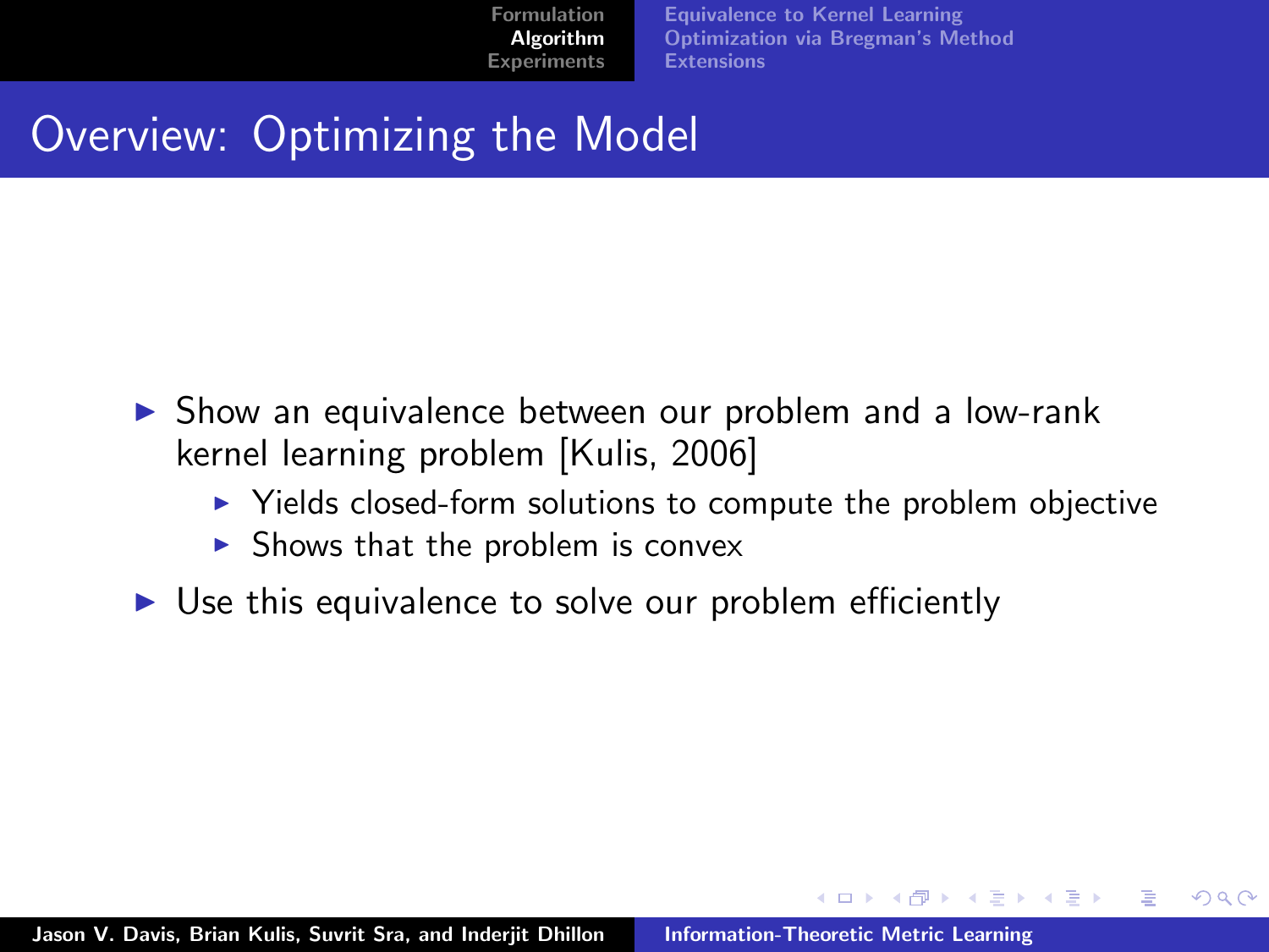# Overview: Optimizing the Model

- Show an equivalence between our problem and a low-rank kernel learning problem [Kulis, 2006]
  - Yields closed-form solutions to compute the problem objective
  - Shows that the problem is convex
- Use this equivalence to solve our problem efficiently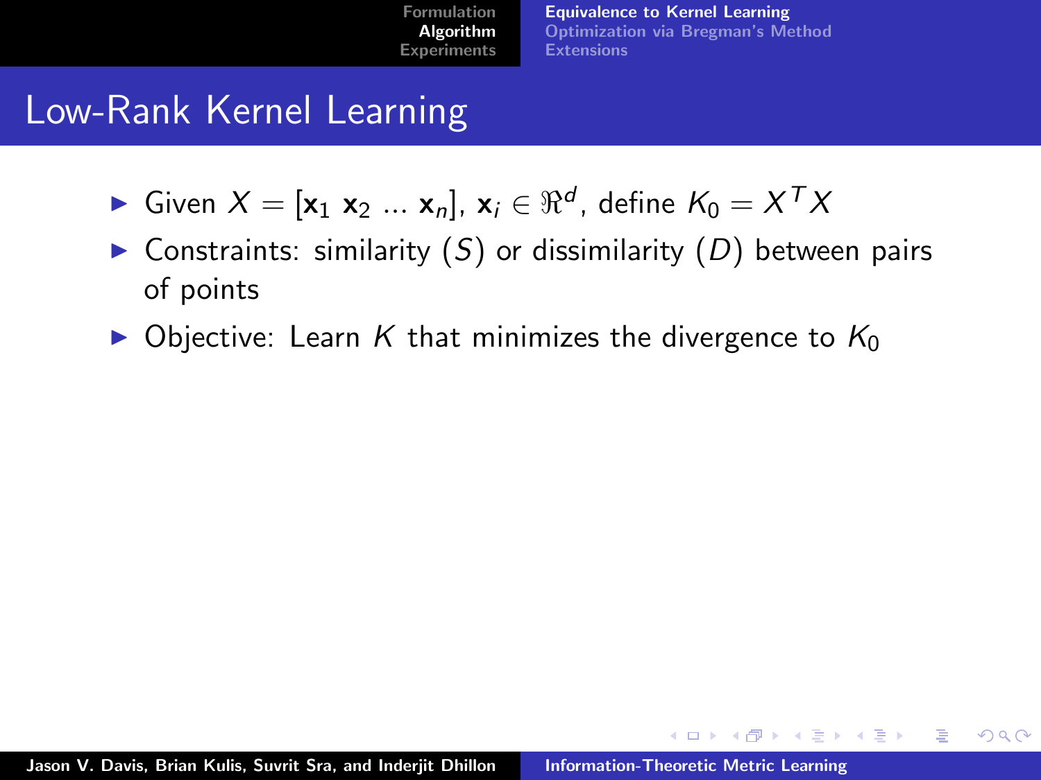# Low-Rank Kernel Learning

- Given $X = [\mathbf{x}_1 \ \mathbf{x}_2 \ \ldots \ \mathbf{x}_n]$, $\mathbf{x}_i \in \Re^d$, define $K_0 = X^T X$
- Constraints: similarity ($S$) or dissimilarity ($D$) between pairs of points
- Objective: Learn $K$ that minimizes the divergence to $K_0$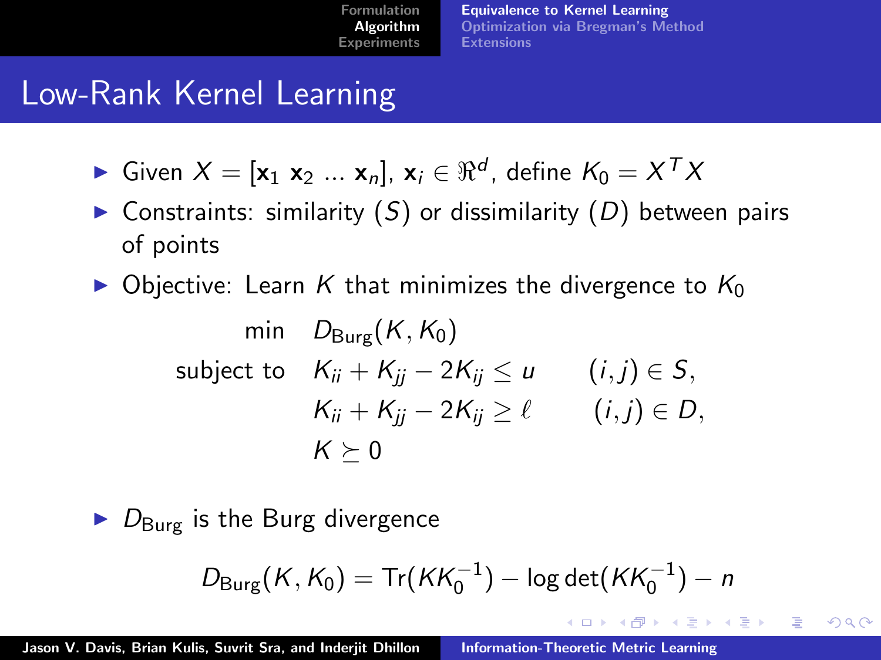# Low-Rank Kernel Learning

- Given $X = [\mathbf{x}_1\ \mathbf{x}_2\ \ldots\ \mathbf{x}_n]$, $\mathbf{x}_i \in \Re^d$, define $K_0 = X^T X$
- Constraints: similarity ($S$) or dissimilarity ($D$) between pairs of points
- Objective: Learn $K$ that minimizes the divergence to $K_0$

$$
\begin{aligned}
\min \quad & D_{\text{Burg}}(K, K_0) \\
\text{subject to} \quad & K_{ii} + K_{jj} - 2K_{ij} \leq u \qquad (i,j) \in S, \\
& K_{ii} + K_{jj} - 2K_{ij} \geq \ell \qquad (i,j) \in D, \\
& K \succeq 0
\end{aligned}
$$

- $D_{\text{Burg}}$ is the Burg divergence

$$
D_{\text{Burg}}(K, K_0) = \text{Tr}(K K_0^{-1}) - \log\det(K K_0^{-1}) - n
$$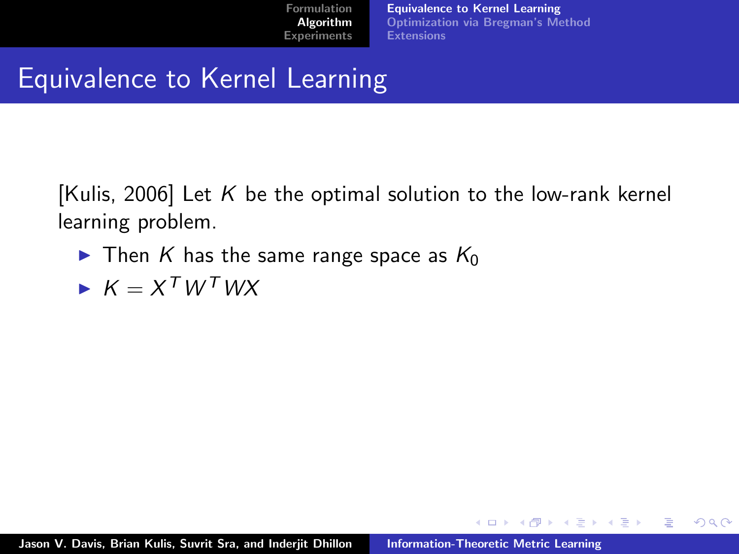# Equivalence to Kernel Learning

[Kulis, 2006] Let $K$ be the optimal solution to the low-rank kernel learning problem.

- Then $K$ has the same range space as $K_0$
- $K = X^T W^T W X$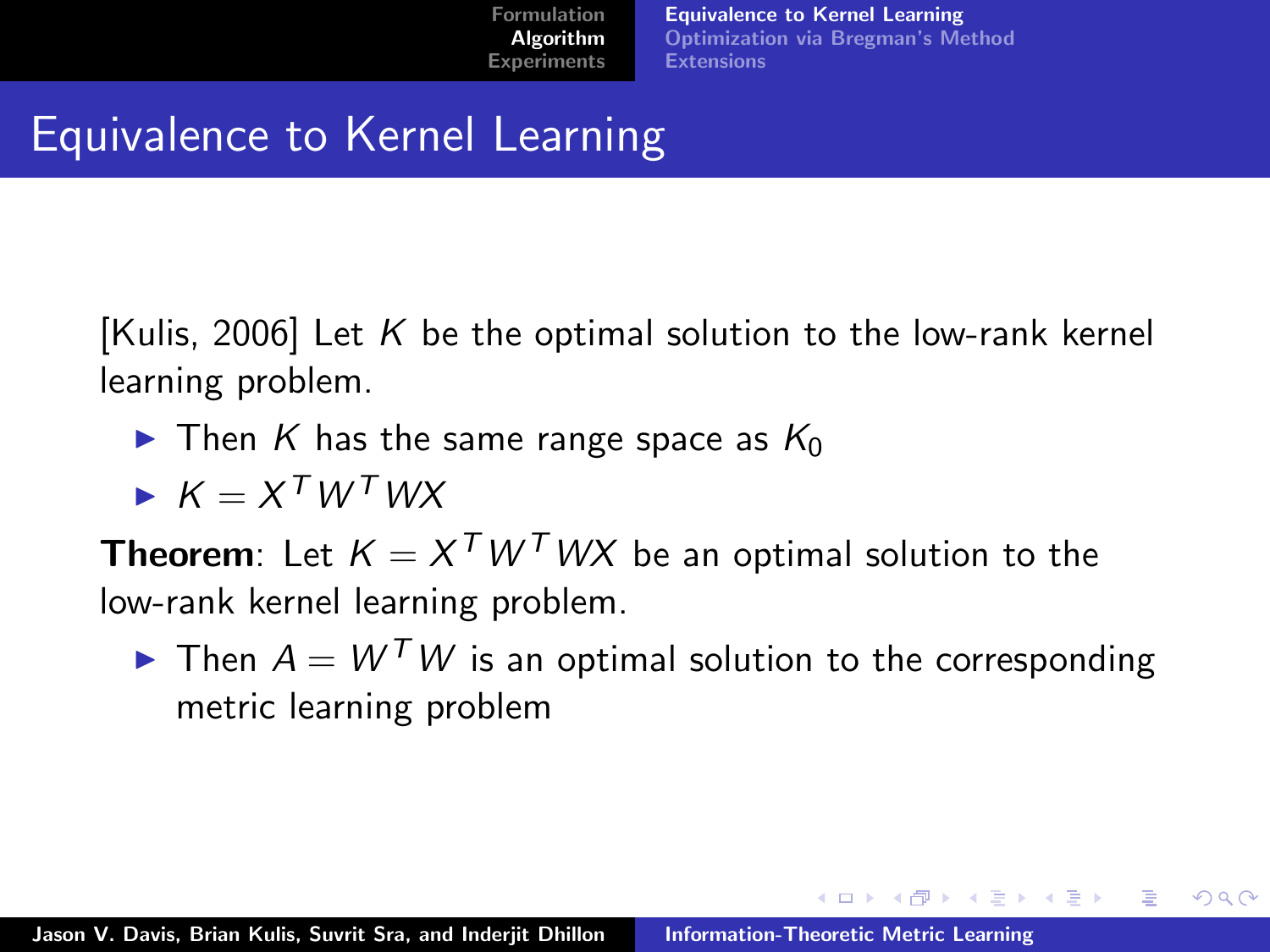# Equivalence to Kernel Learning

[Kulis, 2006] Let $K$ be the optimal solution to the low-rank kernel learning problem.

- Then $K$ has the same range space as $K_0$
- $K = X^T W^T W X$

**Theorem**: Let $K = X^T W^T W X$ be an optimal solution to the low-rank kernel learning problem.

- Then $A = W^T W$ is an optimal solution to the corresponding metric learning problem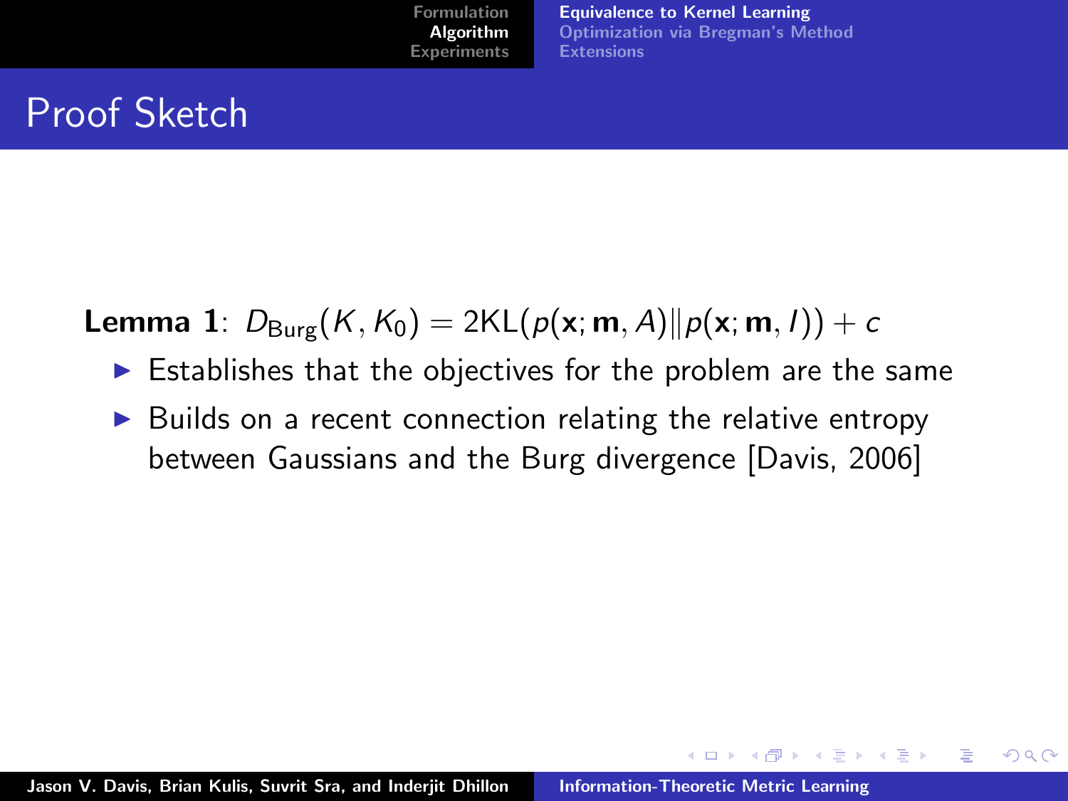# Proof Sketch

**Lemma 1**: $D_{\text{Burg}}(K, K_0) = 2\text{KL}(p(\mathbf{x}; \mathbf{m}, A) \| p(\mathbf{x}; \mathbf{m}, I)) + c$

- Establishes that the objectives for the problem are the same
- Builds on a recent connection relating the relative entropy between Gaussians and the Burg divergence [Davis, 2006]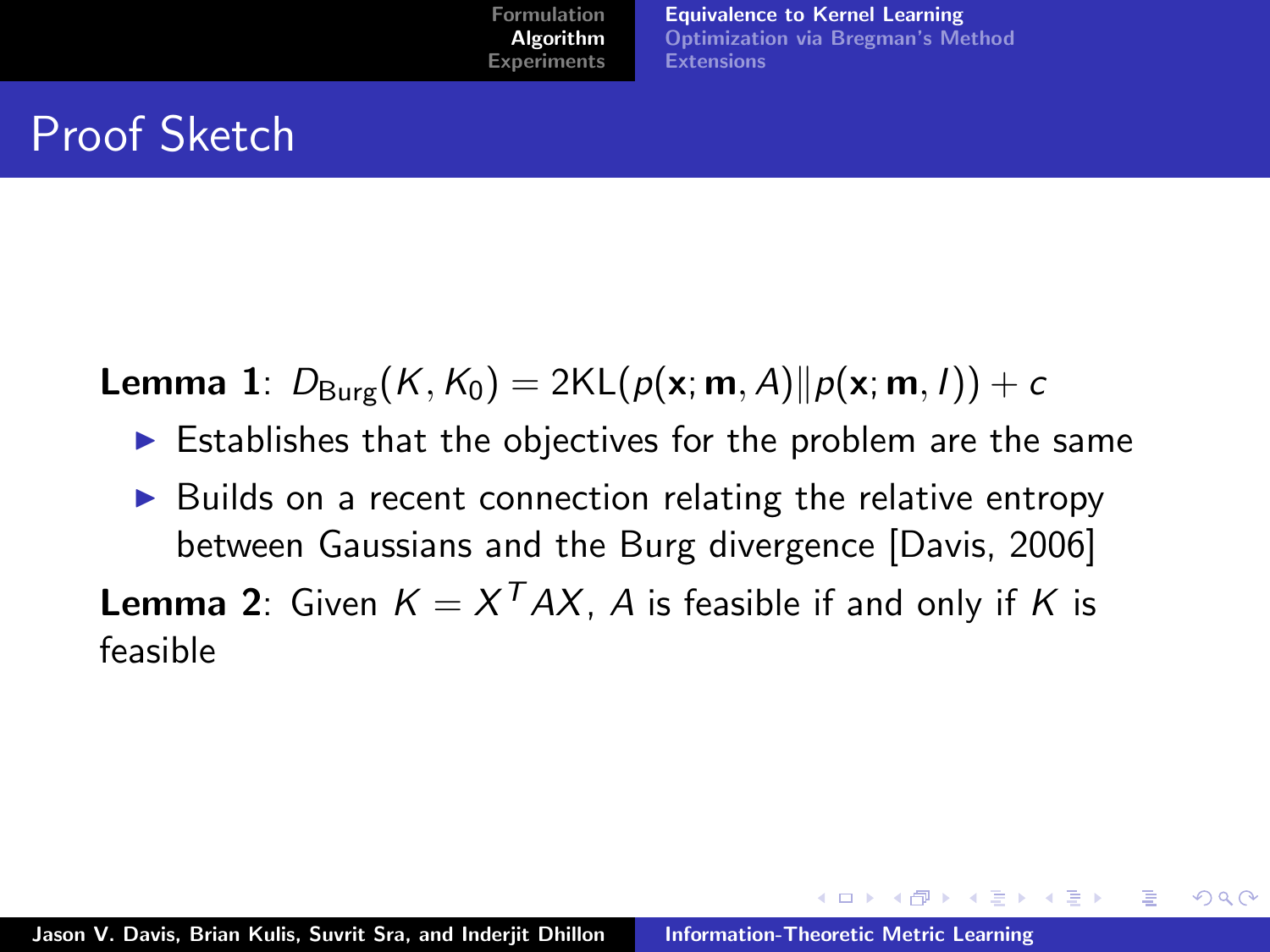# Proof Sketch

**Lemma 1**: $D_{\text{Burg}}(K, K_0) = 2\text{KL}(p(\mathbf{x}; \mathbf{m}, A) \| p(\mathbf{x}; \mathbf{m}, I)) + c$

- Establishes that the objectives for the problem are the same
- Builds on a recent connection relating the relative entropy between Gaussians and the Burg divergence [Davis, 2006]

**Lemma 2**: Given $K = X^T AX$, $A$ is feasible if and only if $K$ is feasible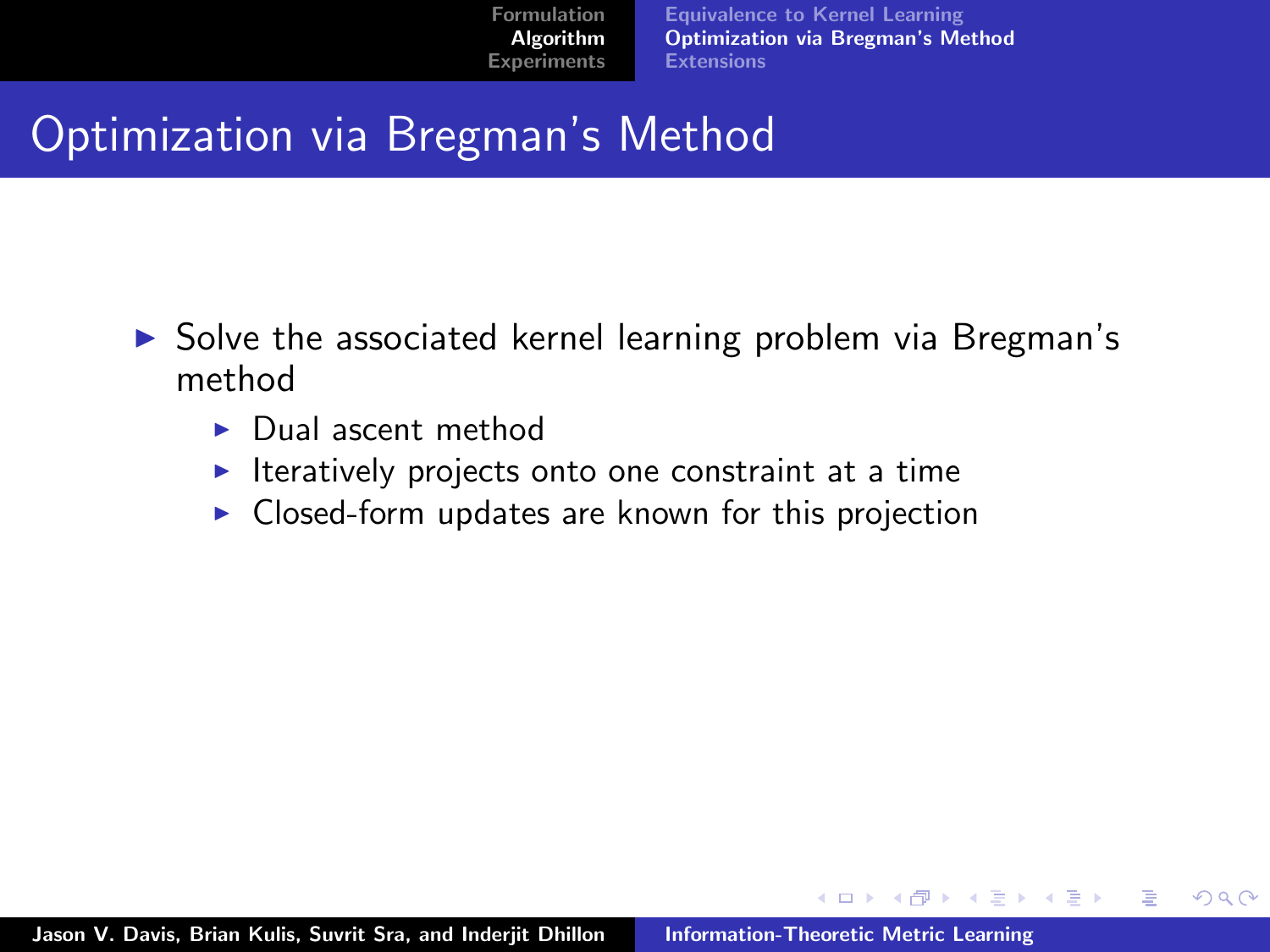# Optimization via Bregman's Method

- Solve the associated kernel learning problem via Bregman's method
  - Dual ascent method
  - Iteratively projects onto one constraint at a time
  - Closed-form updates are known for this projection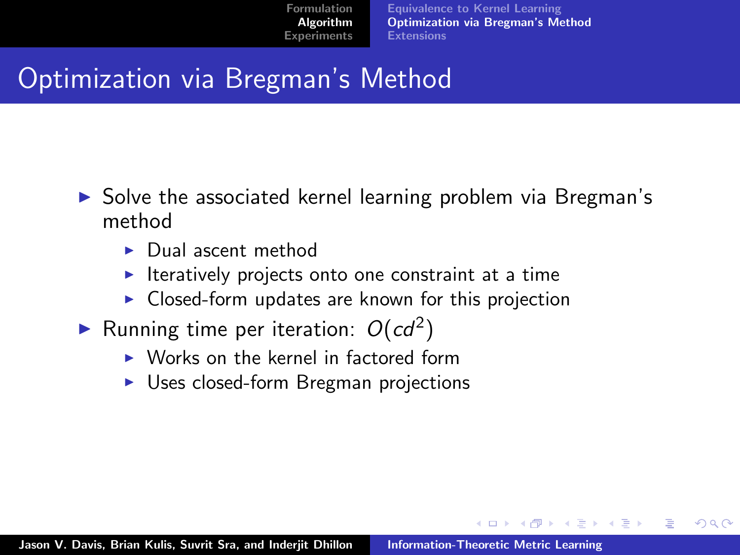# Optimization via Bregman's Method

- Solve the associated kernel learning problem via Bregman's method
  - Dual ascent method
  - Iteratively projects onto one constraint at a time
  - Closed-form updates are known for this projection
- Running time per iteration: $O(cd^2)$
  - Works on the kernel in factored form
  - Uses closed-form Bregman projections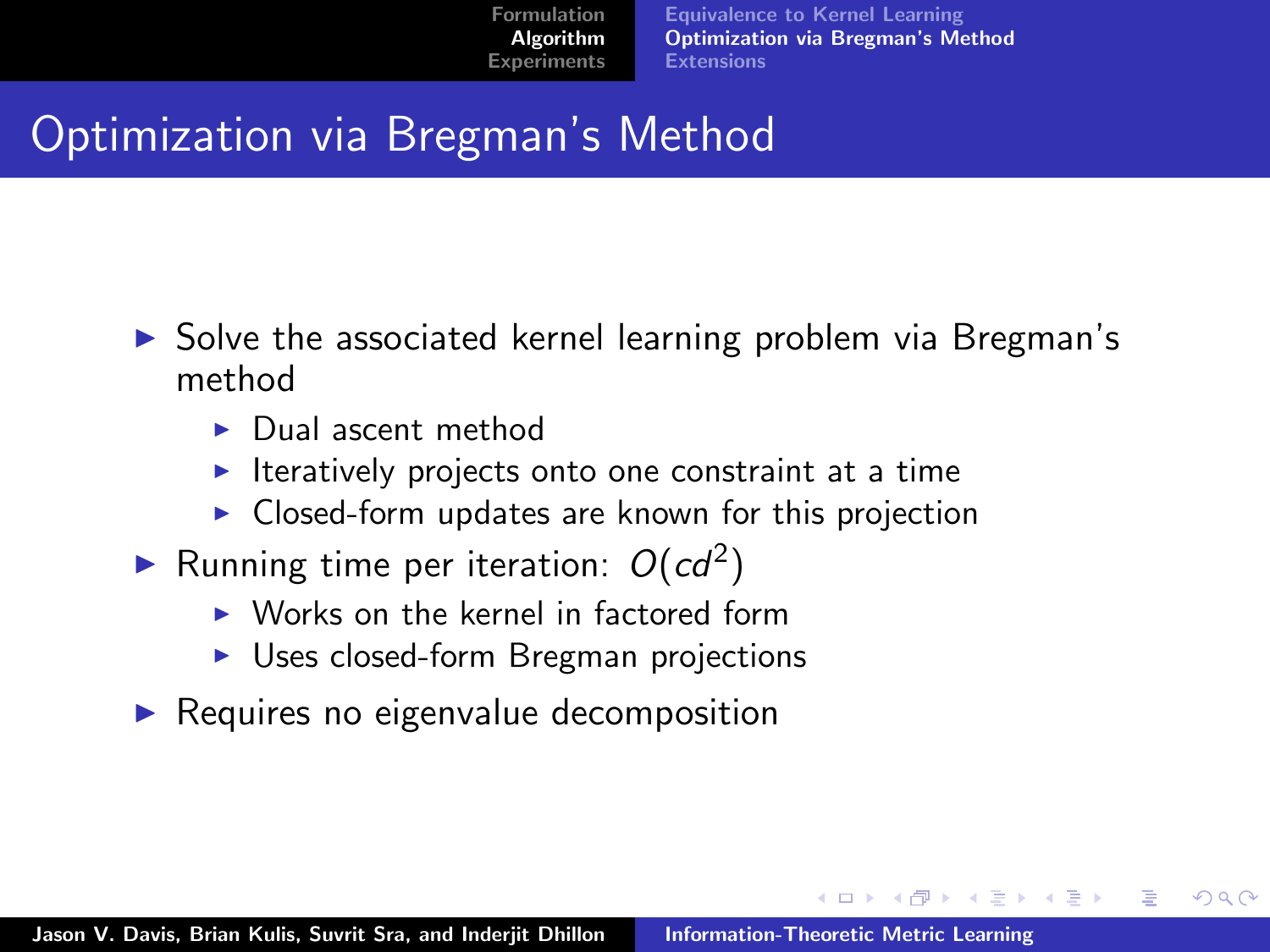# Optimization via Bregman's Method

- Solve the associated kernel learning problem via Bregman's method
  - Dual ascent method
  - Iteratively projects onto one constraint at a time
  - Closed-form updates are known for this projection
- Running time per iteration: $O(cd^2)$
  - Works on the kernel in factored form
  - Uses closed-form Bregman projections
- Requires no eigenvalue decomposition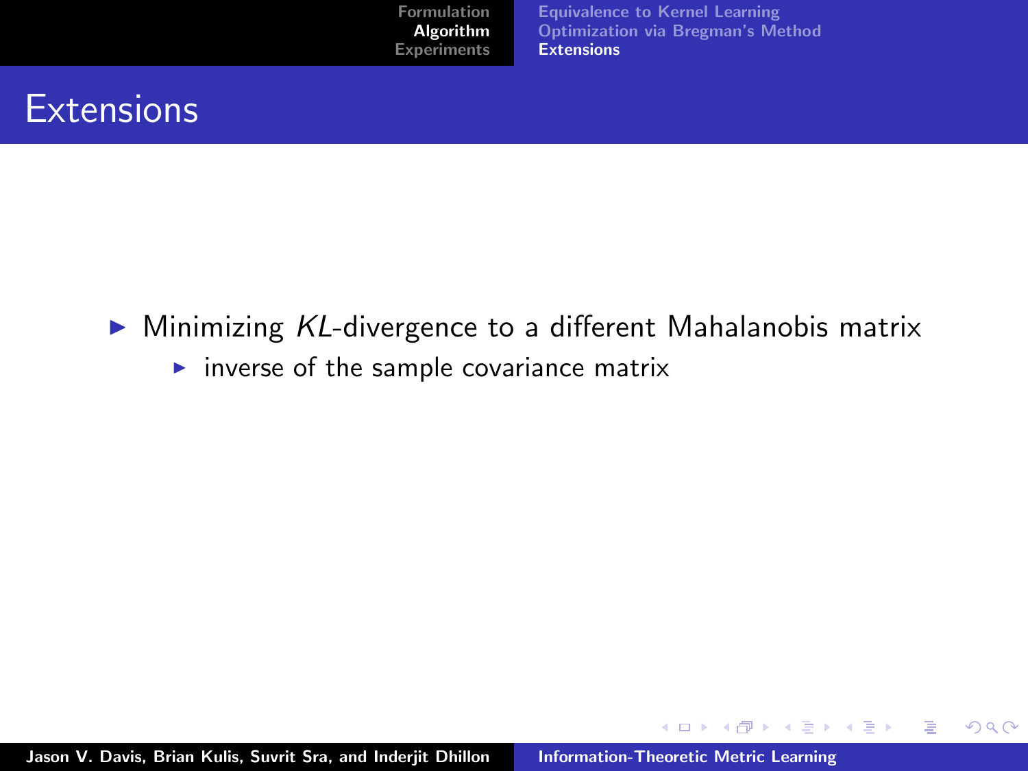# Extensions

- Minimizing *KL*-divergence to a different Mahalanobis matrix
  - inverse of the sample covariance matrix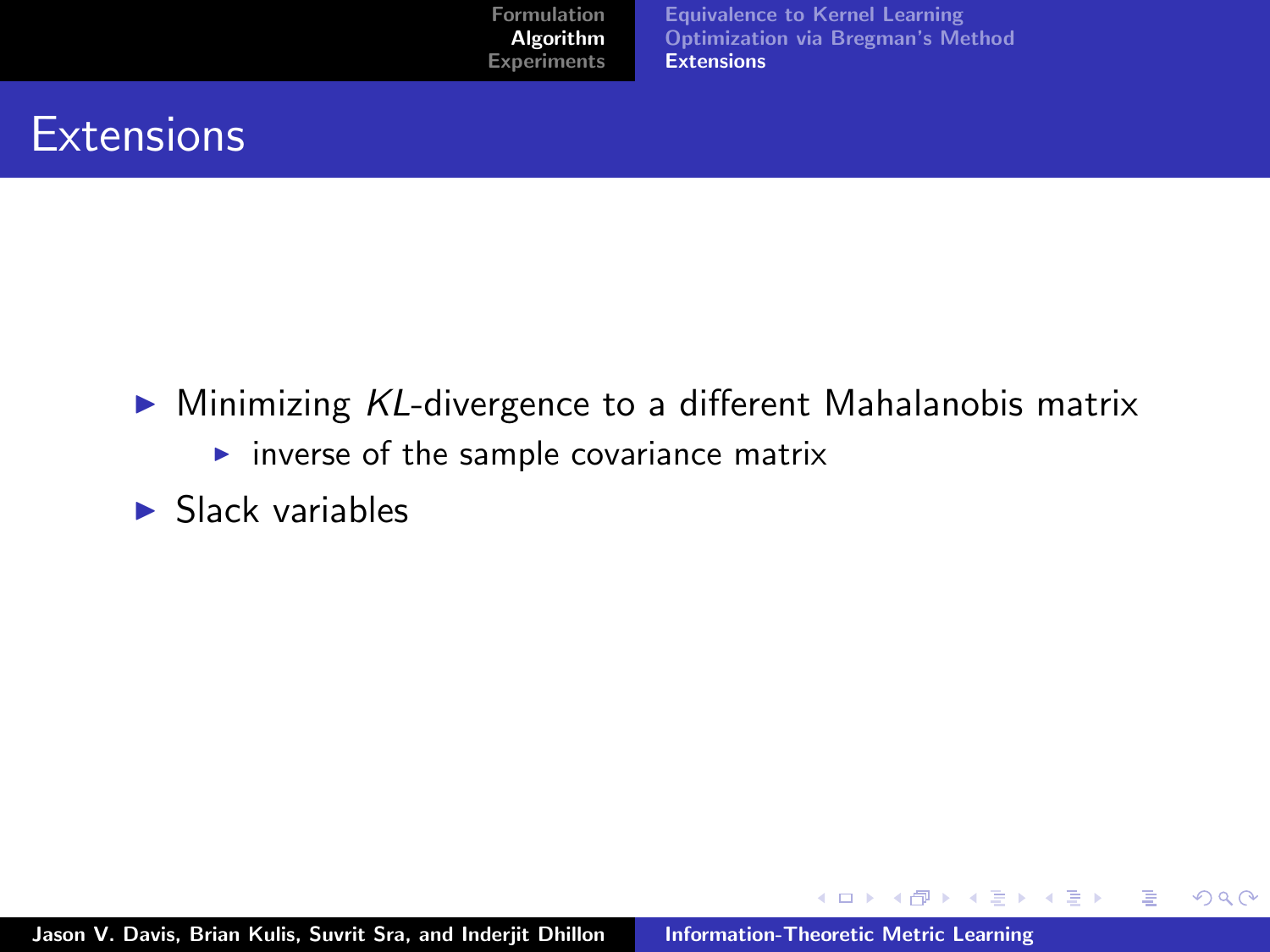# Extensions

- Minimizing *KL*-divergence to a different Mahalanobis matrix
  - inverse of the sample covariance matrix
- Slack variables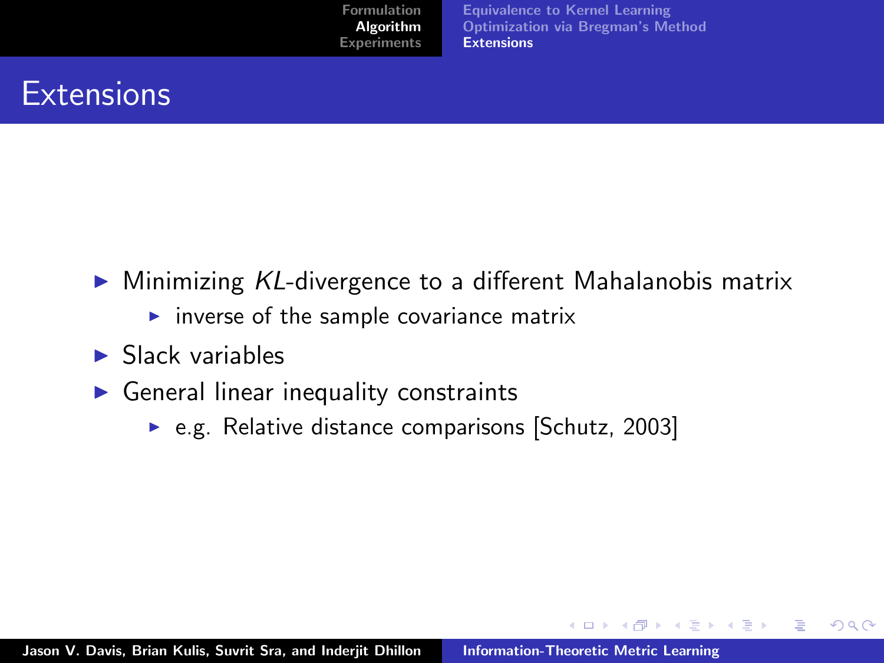# Extensions

- Minimizing *KL*-divergence to a different Mahalanobis matrix
  - inverse of the sample covariance matrix
- Slack variables
- General linear inequality constraints
  - e.g. Relative distance comparisons [Schutz, 2003]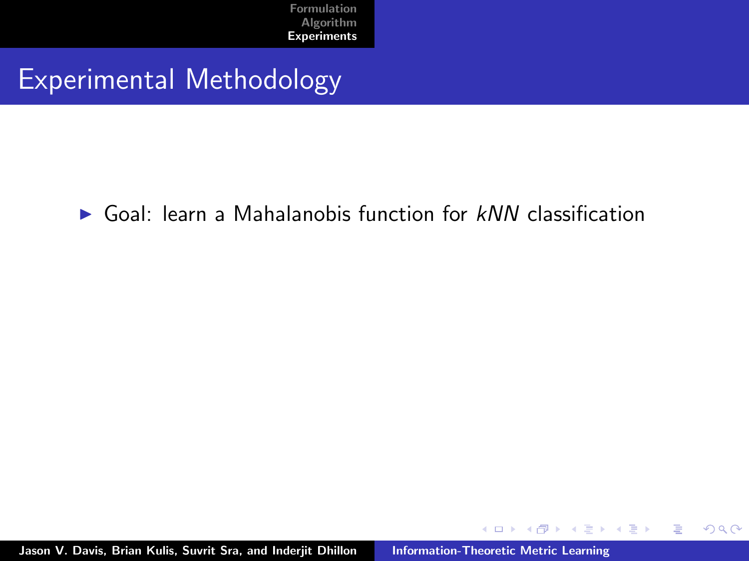## Experimental Methodology

- Goal: learn a Mahalanobis function for *kNN* classification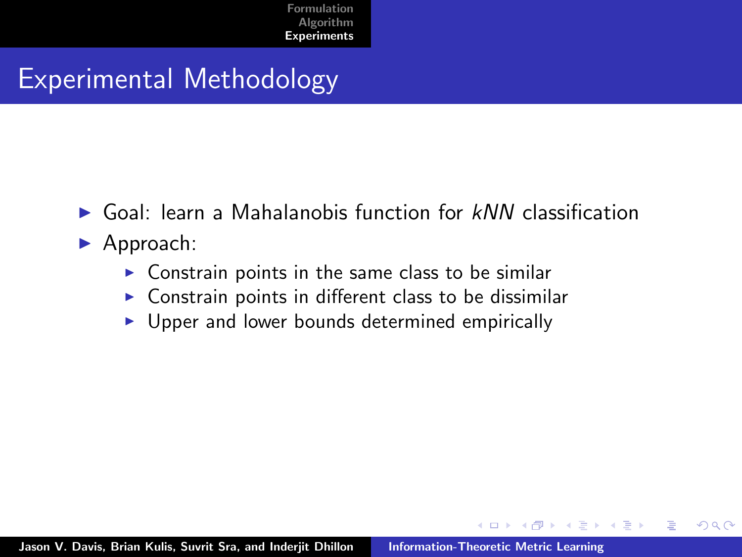# Experimental Methodology

- Goal: learn a Mahalanobis function for *kNN* classification
- Approach:
  - Constrain points in the same class to be similar
  - Constrain points in different class to be dissimilar
  - Upper and lower bounds determined empirically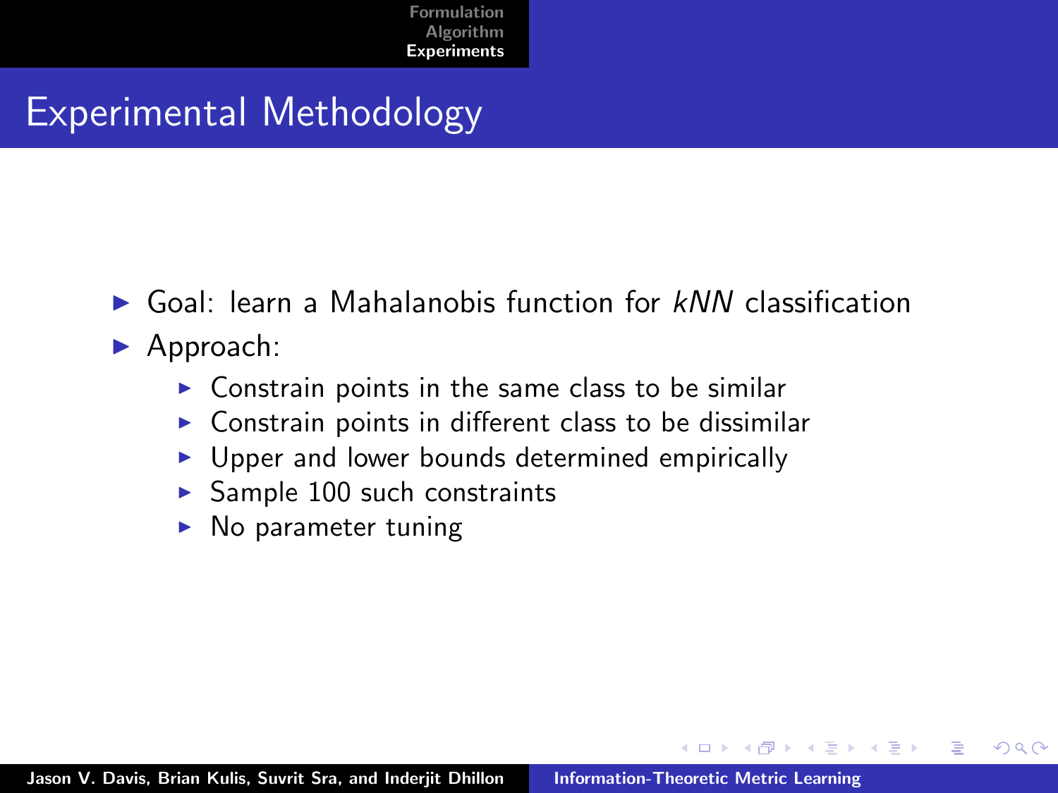# Experimental Methodology

- Goal: learn a Mahalanobis function for *kNN* classification
- Approach:
  - Constrain points in the same class to be similar
  - Constrain points in different class to be dissimilar
  - Upper and lower bounds determined empirically
  - Sample 100 such constraints
  - No parameter tuning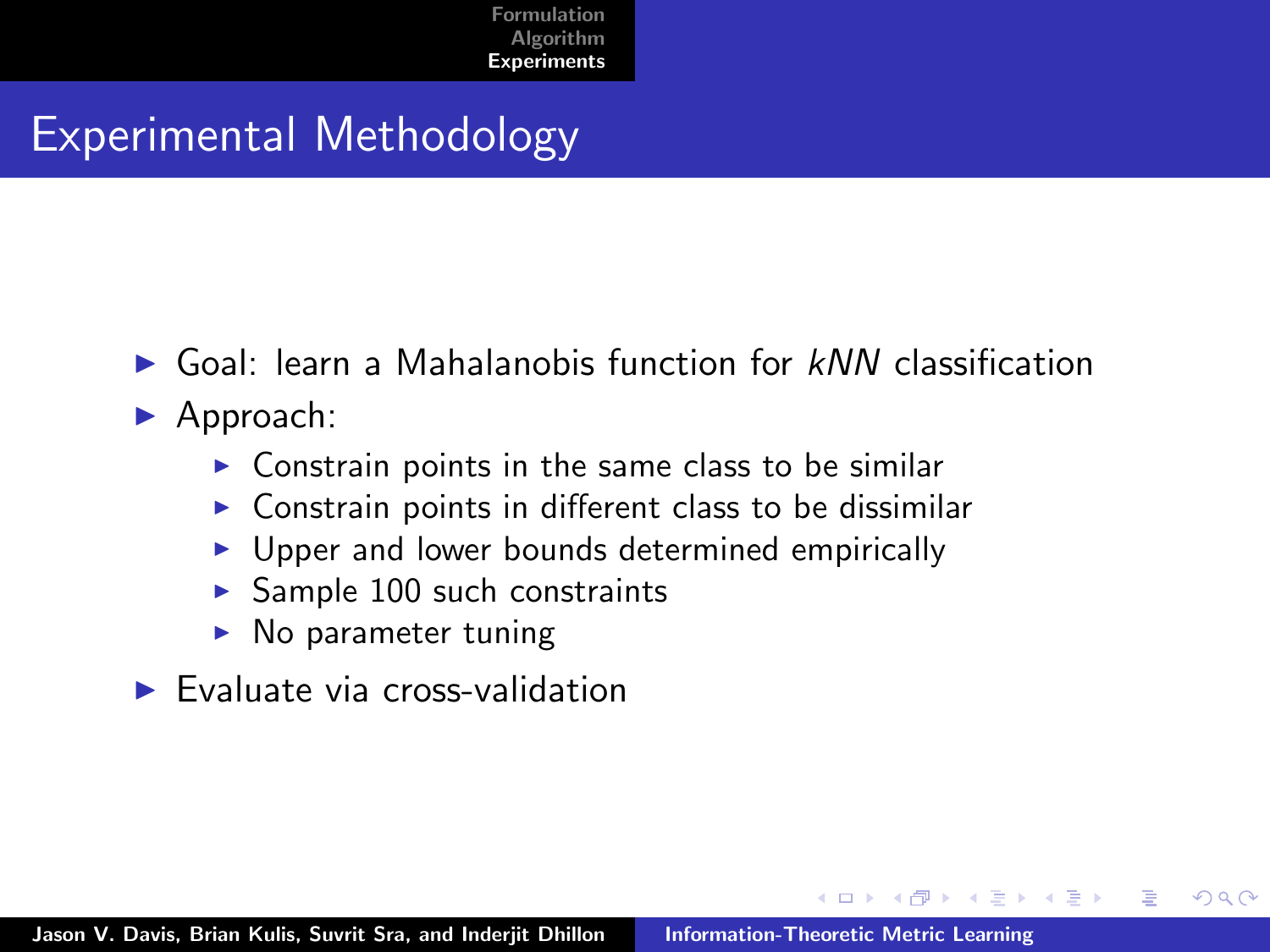## Experimental Methodology

- Goal: learn a Mahalanobis function for *kNN* classification
- Approach:
  - Constrain points in the same class to be similar
  - Constrain points in different class to be dissimilar
  - Upper and lower bounds determined empirically
  - Sample 100 such constraints
  - No parameter tuning
- Evaluate via cross-validation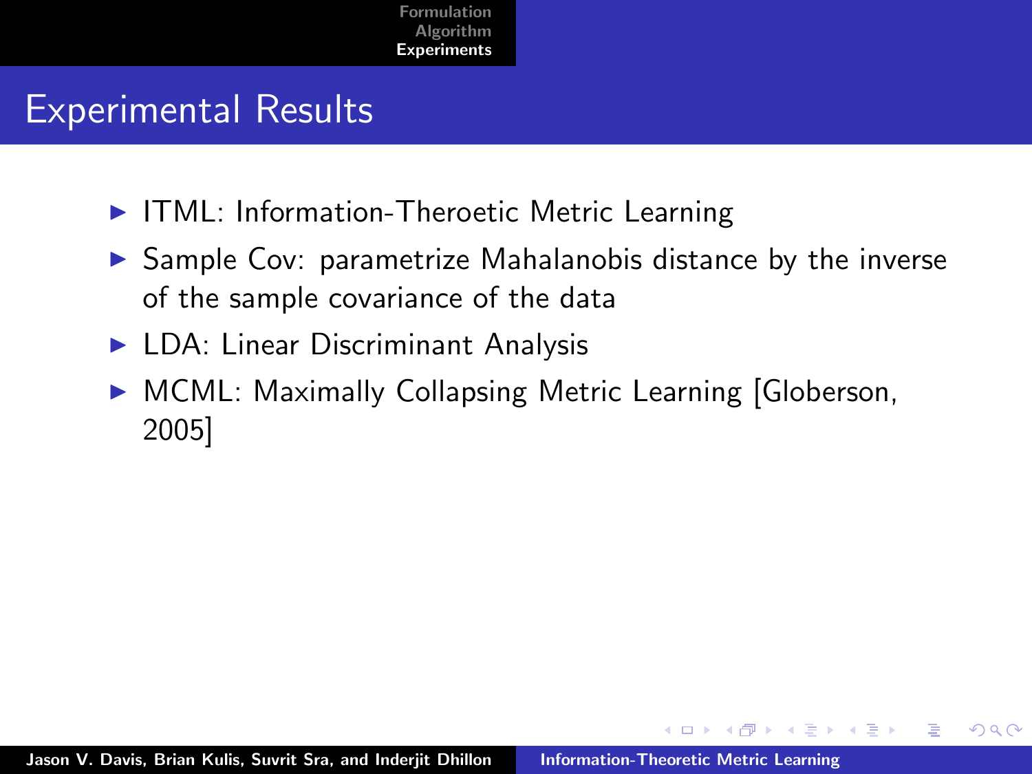## Experimental Results

- ITML: Information-Theroetic Metric Learning
- Sample Cov: parametrize Mahalanobis distance by the inverse of the sample covariance of the data
- LDA: Linear Discriminant Analysis
- MCML: Maximally Collapsing Metric Learning [Globerson, 2005]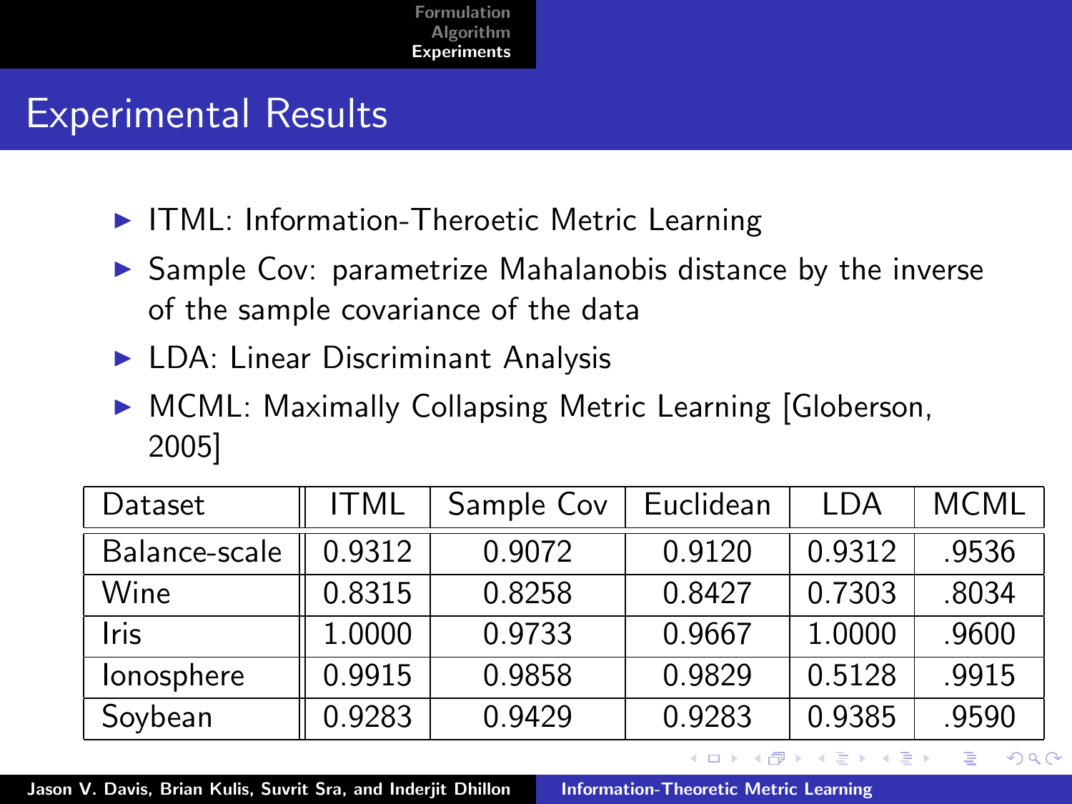# Experimental Results

- ITML: Information-Theroetic Metric Learning
- Sample Cov: parametrize Mahalanobis distance by the inverse of the sample covariance of the data
- LDA: Linear Discriminant Analysis
- MCML: Maximally Collapsing Metric Learning [Globerson, 2005]

| Dataset | ITML | Sample Cov | Euclidean | LDA | MCML |
|---|---|---|---|---|---|
| Balance-scale | 0.9312 | 0.9072 | 0.9120 | 0.9312 | .9536 |
| Wine | 0.8315 | 0.8258 | 0.8427 | 0.7303 | .8034 |
| Iris | 1.0000 | 0.9733 | 0.9667 | 1.0000 | .9600 |
| Ionosphere | 0.9915 | 0.9858 | 0.9829 | 0.5128 | .9915 |
| Soybean | 0.9283 | 0.9429 | 0.9283 | 0.9385 | .9590 |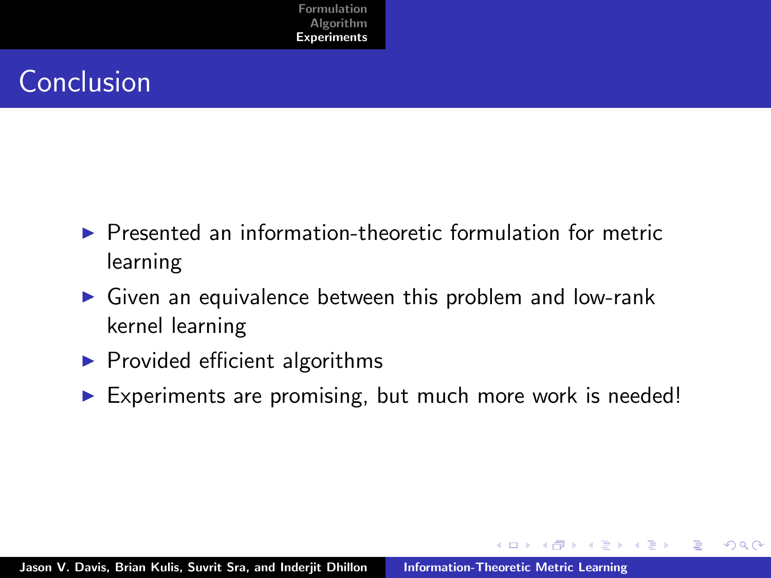# Conclusion

- Presented an information-theoretic formulation for metric learning
- Given an equivalence between this problem and low-rank kernel learning
- Provided efficient algorithms
- Experiments are promising, but much more work is needed!